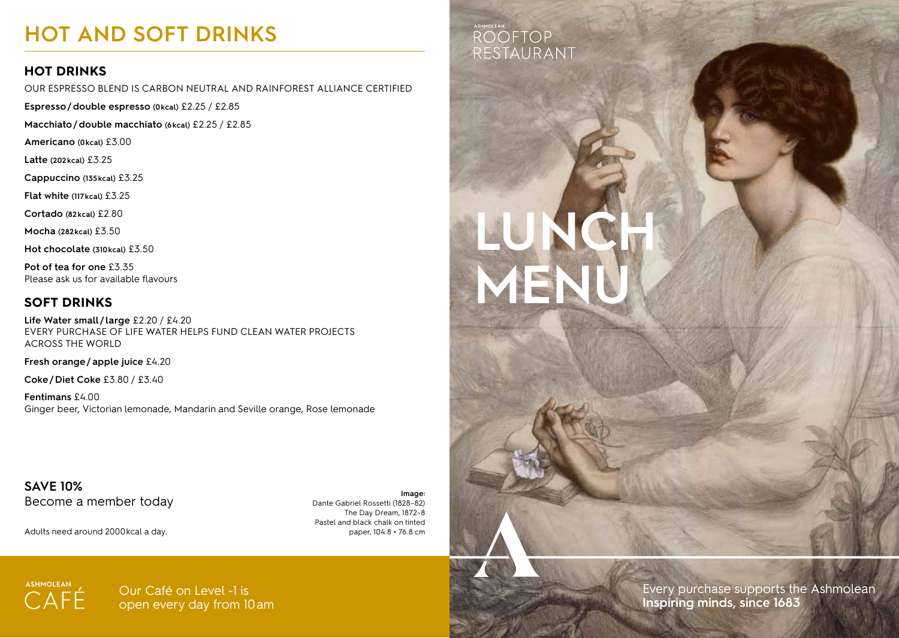# HOT AND SOFT DRINKS

## HOT DRINKS

OUR ESPRESSO BLEND IS CARBON NEUTRAL AND RAINFOREST ALLIANCE CERTIFIED

**Espresso / double espresso** **(0kcal)** £2.25 / £2.85

**Macchiato / double macchiato** **(6kcal)** £2.25 / £2.85

**Americano** **(0kcal)** £3.00

**Latte** **(202kcal)** £3.25

**Cappuccino** **(135kcal)** £3.25

**Flat white** **(117kcal)** £3.25

**Cortado** **(82kcal)** £2.80

**Mocha** **(282kcal)** £3.50

**Hot chocolate** **(310kcal)** £3.50

**Pot of tea for one** £3.35
Please ask us for available flavours

## SOFT DRINKS

**Life Water small / large** £2.20 / £4.20
EVERY PURCHASE OF LIFE WATER HELPS FUND CLEAN WATER PROJECTS ACROSS THE WORLD

**Fresh orange / apple juice** £4.20

**Coke / Diet Coke** £3.80 / £3.40

**Fentimans** £4.00
Ginger beer, Victorian lemonade, Mandarin and Seville orange, Rose lemonade

**SAVE 10%**
Become a member today

Adults need around 2000kcal a day.

**Image:**
Dante Gabriel Rossetti (1828–82)
The Day Dream, 1872–8
Pastel and black chalk on tinted paper, 104.8 × 76.8 cm

ASHMOLEAN CAFÉ

Our Café on Level -1 is open every day from 10am

ASHMOLEAN ROOFTOP RESTAURANT

# LUNCH MENU

Every purchase supports the Ashmolean
**Inspiring minds, since 1683**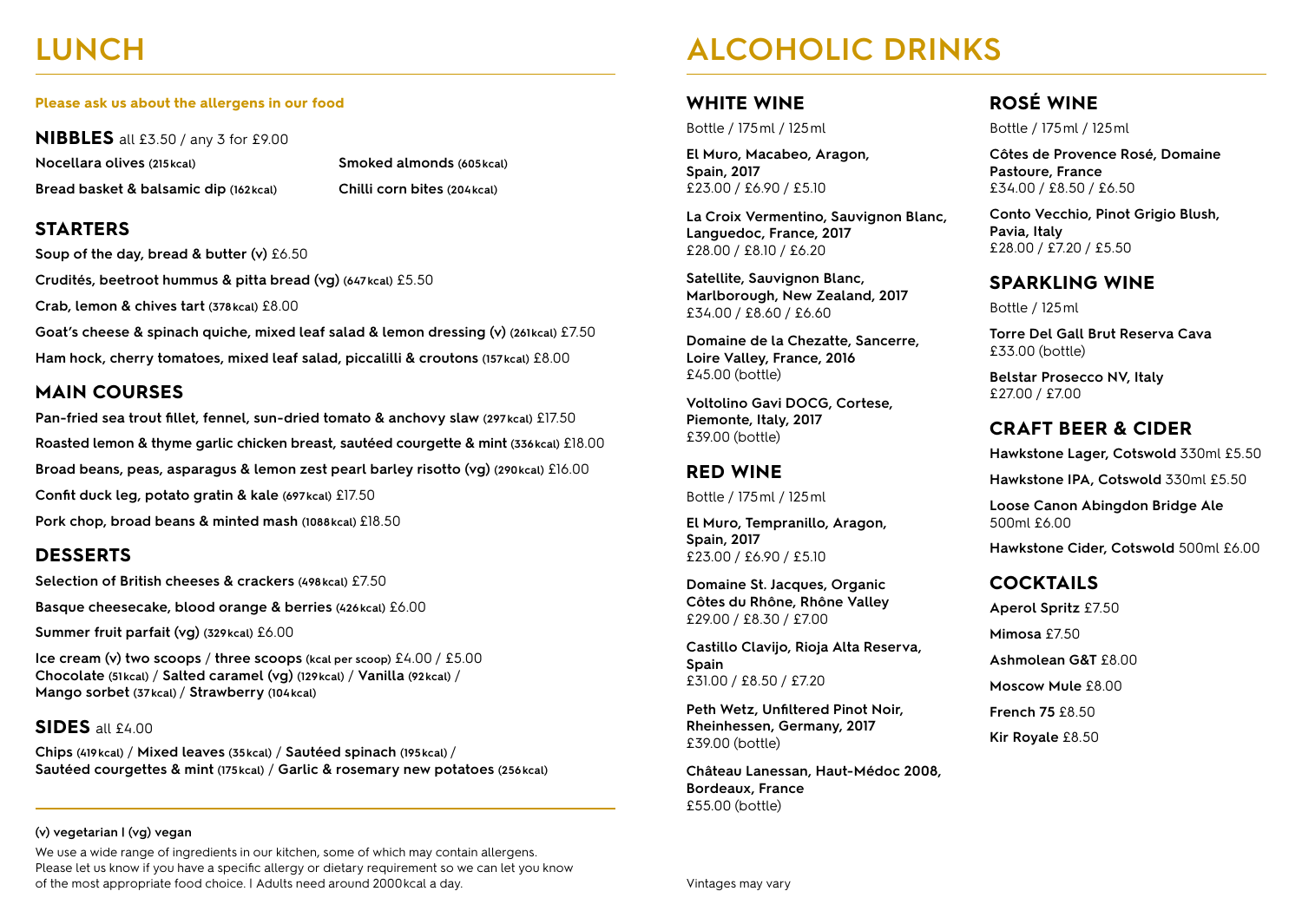# LUNCH

**Please ask us about the allergens in our food**

## NIBBLES all £3.50 / any 3 for £9.00

**Nocellara olives** (215 kcal)

**Smoked almonds** (605 kcal)

**Bread basket & balsamic dip** (162 kcal)

**Chilli corn bites** (204 kcal)

## STARTERS

**Soup of the day, bread & butter (v)** £6.50

**Crudités, beetroot hummus & pitta bread (vg)** (647 kcal) £5.50

**Crab, lemon & chives tart** (378 kcal) £8.00

**Goat's cheese & spinach quiche, mixed leaf salad & lemon dressing (v)** (261 kcal) £7.50

**Ham hock, cherry tomatoes, mixed leaf salad, piccalilli & croutons** (157 kcal) £8.00

## MAIN COURSES

**Pan-fried sea trout fillet, fennel, sun-dried tomato & anchovy slaw** (297 kcal) £17.50

**Roasted lemon & thyme garlic chicken breast, sautéed courgette & mint** (336 kcal) £18.00

**Broad beans, peas, asparagus & lemon zest pearl barley risotto (vg)** (290 kcal) £16.00

**Confit duck leg, potato gratin & kale** (697 kcal) £17.50

**Pork chop, broad beans & minted mash** (1088 kcal) £18.50

## DESSERTS

**Selection of British cheeses & crackers** (498 kcal) £7.50

**Basque cheesecake, blood orange & berries** (426 kcal) £6.00

**Summer fruit parfait (vg)** (329 kcal) £6.00

**Ice cream (v) two scoops** / **three scoops** (kcal per scoop) £4.00 / £5.00
**Chocolate** (51 kcal) / **Salted caramel (vg)** (129 kcal) / **Vanilla** (92 kcal) / **Mango sorbet** (37 kcal) / **Strawberry** (104 kcal)

## SIDES all £4.00

**Chips** (419 kcal) / **Mixed leaves** (35 kcal) / **Sautéed spinach** (195 kcal) / **Sautéed courgettes & mint** (175 kcal) / **Garlic & rosemary new potatoes** (256 kcal)

(v) vegetarian | (vg) vegan

We use a wide range of ingredients in our kitchen, some of which may contain allergens. Please let us know if you have a specific allergy or dietary requirement so we can let you know of the most appropriate food choice. | Adults need around 2000 kcal a day.

# ALCOHOLIC DRINKS

## WHITE WINE

Bottle / 175 ml / 125 ml

**El Muro, Macabeo, Aragon, Spain, 2017**
£23.00 / £6.90 / £5.10

**La Croix Vermentino, Sauvignon Blanc, Languedoc, France, 2017**
£28.00 / £8.10 / £6.20

**Satellite, Sauvignon Blanc, Marlborough, New Zealand, 2017**
£34.00 / £8.60 / £6.60

**Domaine de la Chezatte, Sancerre, Loire Valley, France, 2016**
£45.00 (bottle)

**Voltolino Gavi DOCG, Cortese, Piemonte, Italy, 2017**
£39.00 (bottle)

## RED WINE

Bottle / 175 ml / 125 ml

**El Muro, Tempranillo, Aragon, Spain, 2017**
£23.00 / £6.90 / £5.10

**Domaine St. Jacques, Organic Côtes du Rhône, Rhône Valley**
£29.00 / £8.30 / £7.00

**Castillo Clavijo, Rioja Alta Reserva, Spain**
£31.00 / £8.50 / £7.20

**Peth Wetz, Unfiltered Pinot Noir, Rheinhessen, Germany, 2017**
£39.00 (bottle)

**Château Lanessan, Haut-Médoc 2008, Bordeaux, France**
£55.00 (bottle)

## ROSÉ WINE

Bottle / 175 ml / 125 ml

**Côtes de Provence Rosé, Domaine Pastoure, France**
£34.00 / £8.50 / £6.50

**Conto Vecchio, Pinot Grigio Blush, Pavia, Italy**
£28.00 / £7.20 / £5.50

## SPARKLING WINE

Bottle / 125 ml

**Torre Del Gall Brut Reserva Cava**
£33.00 (bottle)

**Belstar Prosecco NV, Italy**
£27.00 / £7.00

## CRAFT BEER & CIDER

**Hawkstone Lager, Cotswold** 330ml £5.50

**Hawkstone IPA, Cotswold** 330ml £5.50

**Loose Canon Abingdon Bridge Ale**
500ml £6.00

**Hawkstone Cider, Cotswold** 500ml £6.00

## COCKTAILS

**Aperol Spritz** £7.50

**Mimosa** £7.50

**Ashmolean G&T** £8.00

**Moscow Mule** £8.00

**French 75** £8.50

**Kir Royale** £8.50

Vintages may vary